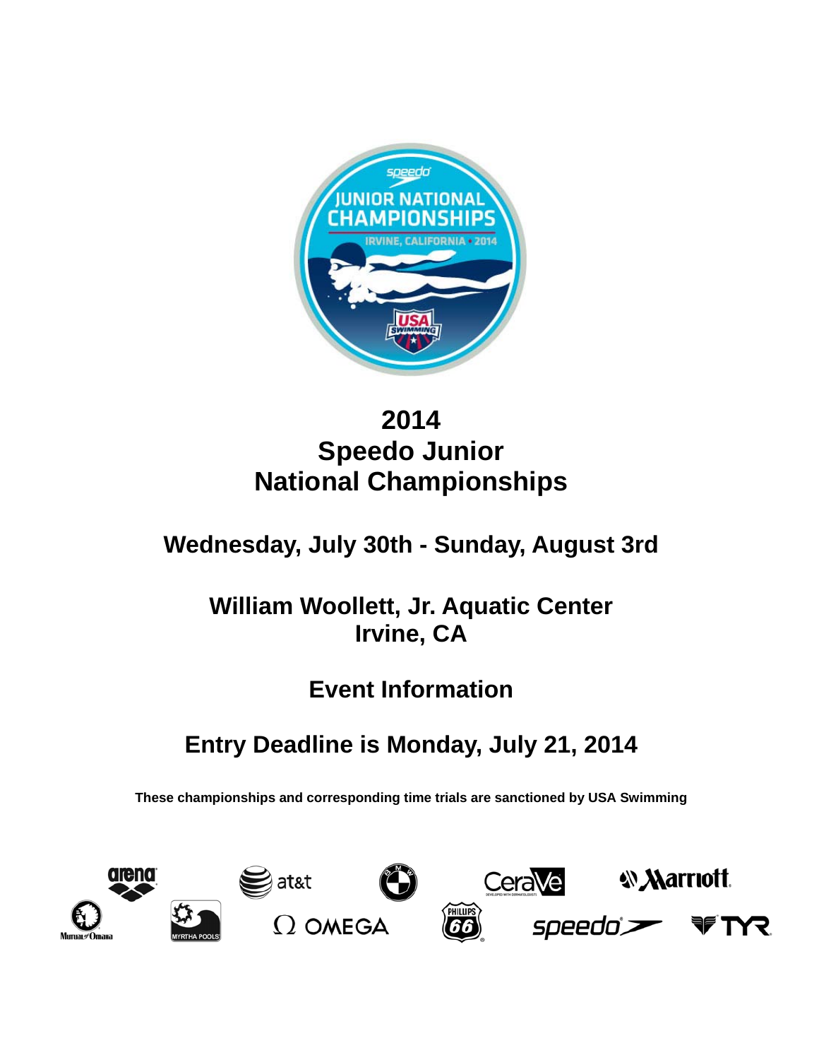# 2014
# Speedo Junior
# National Championships

## Wednesday, July 30th - Sunday, August 3rd

## William Woollett, Jr. Aquatic Center
## Irvine, CA

## Event Information

## Entry Deadline is Monday, July 21, 2014

**These championships and corresponding time trials are sanctioned by USA Swimming**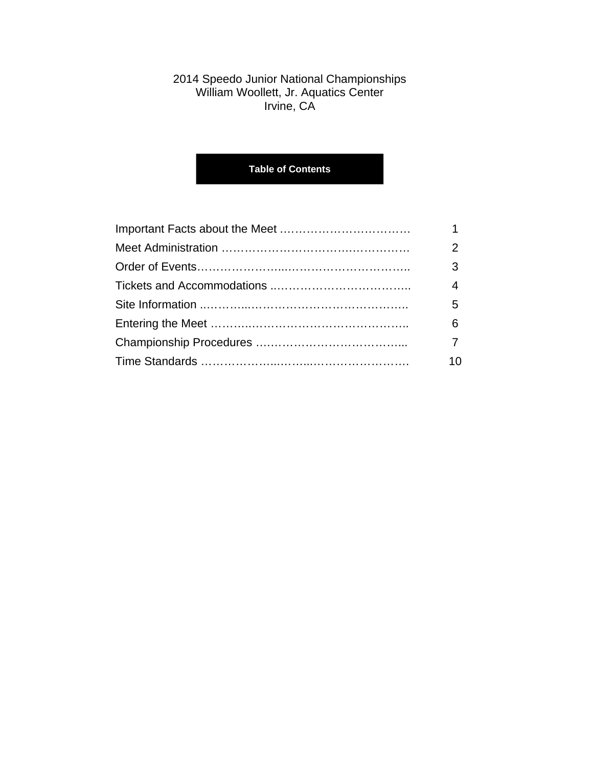2014 Speedo Junior National Championships
William Woollett, Jr. Aquatics Center
Irvine, CA

## Table of Contents

| | |
|---|---|
| Important Facts about the Meet | 1 |
| Meet Administration | 2 |
| Order of Events | 3 |
| Tickets and Accommodations | 4 |
| Site Information | 5 |
| Entering the Meet | 6 |
| Championship Procedures | 7 |
| Time Standards | 10 |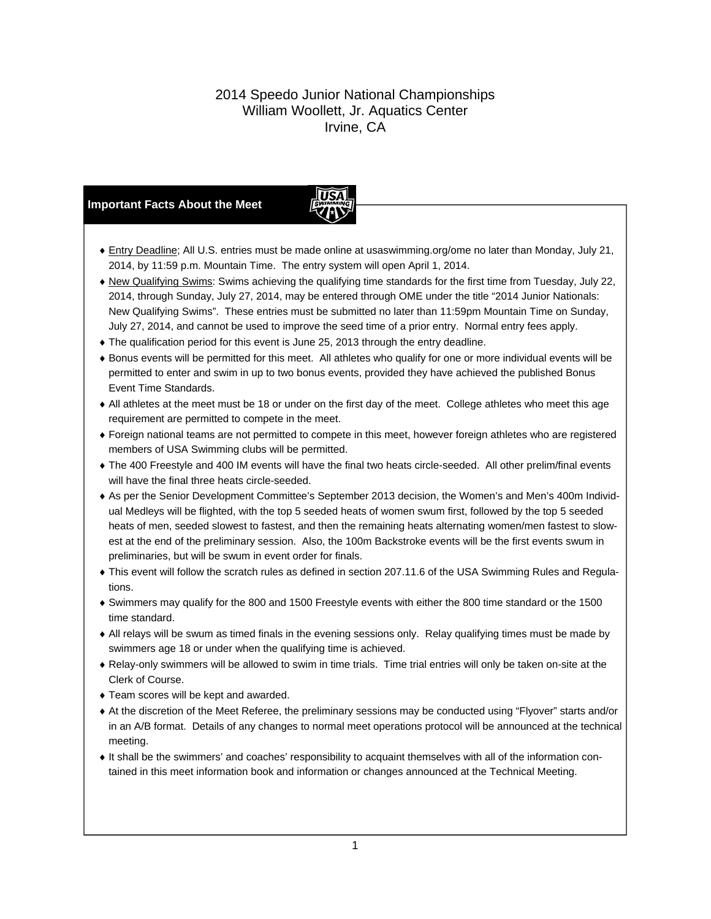# 2014 Speedo Junior National Championships
## William Woollett, Jr. Aquatics Center
## Irvine, CA

### Important Facts About the Meet

- Entry Deadline; All U.S. entries must be made online at usaswimming.org/ome no later than Monday, July 21, 2014, by 11:59 p.m. Mountain Time. The entry system will open April 1, 2014.
- New Qualifying Swims: Swims achieving the qualifying time standards for the first time from Tuesday, July 22, 2014, through Sunday, July 27, 2014, may be entered through OME under the title "2014 Junior Nationals: New Qualifying Swims". These entries must be submitted no later than 11:59pm Mountain Time on Sunday, July 27, 2014, and cannot be used to improve the seed time of a prior entry. Normal entry fees apply.
- The qualification period for this event is June 25, 2013 through the entry deadline.
- Bonus events will be permitted for this meet. All athletes who qualify for one or more individual events will be permitted to enter and swim in up to two bonus events, provided they have achieved the published Bonus Event Time Standards.
- All athletes at the meet must be 18 or under on the first day of the meet. College athletes who meet this age requirement are permitted to compete in the meet.
- Foreign national teams are not permitted to compete in this meet, however foreign athletes who are registered members of USA Swimming clubs will be permitted.
- The 400 Freestyle and 400 IM events will have the final two heats circle-seeded. All other prelim/final events will have the final three heats circle-seeded.
- As per the Senior Development Committee's September 2013 decision, the Women's and Men's 400m Individual Medleys will be flighted, with the top 5 seeded heats of women swum first, followed by the top 5 seeded heats of men, seeded slowest to fastest, and then the remaining heats alternating women/men fastest to slowest at the end of the preliminary session. Also, the 100m Backstroke events will be the first events swum in preliminaries, but will be swum in event order for finals.
- This event will follow the scratch rules as defined in section 207.11.6 of the USA Swimming Rules and Regulations.
- Swimmers may qualify for the 800 and 1500 Freestyle events with either the 800 time standard or the 1500 time standard.
- All relays will be swum as timed finals in the evening sessions only. Relay qualifying times must be made by swimmers age 18 or under when the qualifying time is achieved.
- Relay-only swimmers will be allowed to swim in time trials. Time trial entries will only be taken on-site at the Clerk of Course.
- Team scores will be kept and awarded.
- At the discretion of the Meet Referee, the preliminary sessions may be conducted using "Flyover" starts and/or in an A/B format. Details of any changes to normal meet operations protocol will be announced at the technical meeting.
- It shall be the swimmers' and coaches' responsibility to acquaint themselves with all of the information contained in this meet information book and information or changes announced at the Technical Meeting.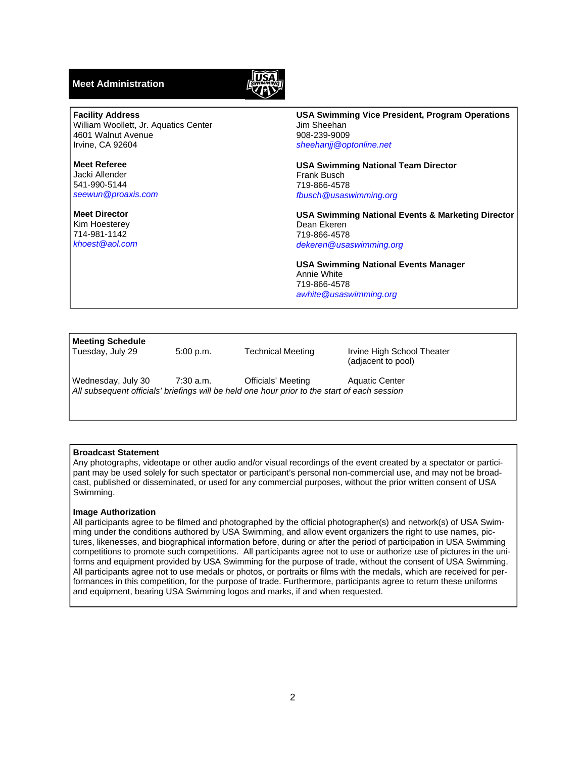## Meet Administration

**Facility Address**
William Woollett, Jr. Aquatics Center
4601 Walnut Avenue
Irvine, CA 92604

**Meet Referee**
Jacki Allender
541-990-5144
*seewun@proaxis.com*

**Meet Director**
Kim Hoesterey
714-981-1142
*khoest@aol.com*

**USA Swimming Vice President, Program Operations**
Jim Sheehan
908-239-9009
*sheehanjj@optonline.net*

**USA Swimming National Team Director**
Frank Busch
719-866-4578
*fbusch@usaswimming.org*

**USA Swimming National Events & Marketing Director**
Dean Ekeren
719-866-4578
*dekeren@usaswimming.org*

**USA Swimming National Events Manager**
Annie White
719-866-4578
*awhite@usaswimming.org*

**Meeting Schedule**

| | | | |
|---|---|---|---|
| Tuesday, July 29 | 5:00 p.m. | Technical Meeting | Irvine High School Theater (adjacent to pool) |
| Wednesday, July 30 | 7:30 a.m. | Officials' Meeting | Aquatic Center |

*All subsequent officials' briefings will be held one hour prior to the start of each session*

**Broadcast Statement**
Any photographs, videotape or other audio and/or visual recordings of the event created by a spectator or participant may be used solely for such spectator or participant's personal non-commercial use, and may not be broadcast, published or disseminated, or used for any commercial purposes, without the prior written consent of USA Swimming.

**Image Authorization**
All participants agree to be filmed and photographed by the official photographer(s) and network(s) of USA Swimming under the conditions authored by USA Swimming, and allow event organizers the right to use names, pictures, likenesses, and biographical information before, during or after the period of participation in USA Swimming competitions to promote such competitions. All participants agree not to use or authorize use of pictures in the uniforms and equipment provided by USA Swimming for the purpose of trade, without the consent of USA Swimming. All participants agree not to use medals or photos, or portraits or films with the medals, which are received for performances in this competition, for the purpose of trade. Furthermore, participants agree to return these uniforms and equipment, bearing USA Swimming logos and marks, if and when requested.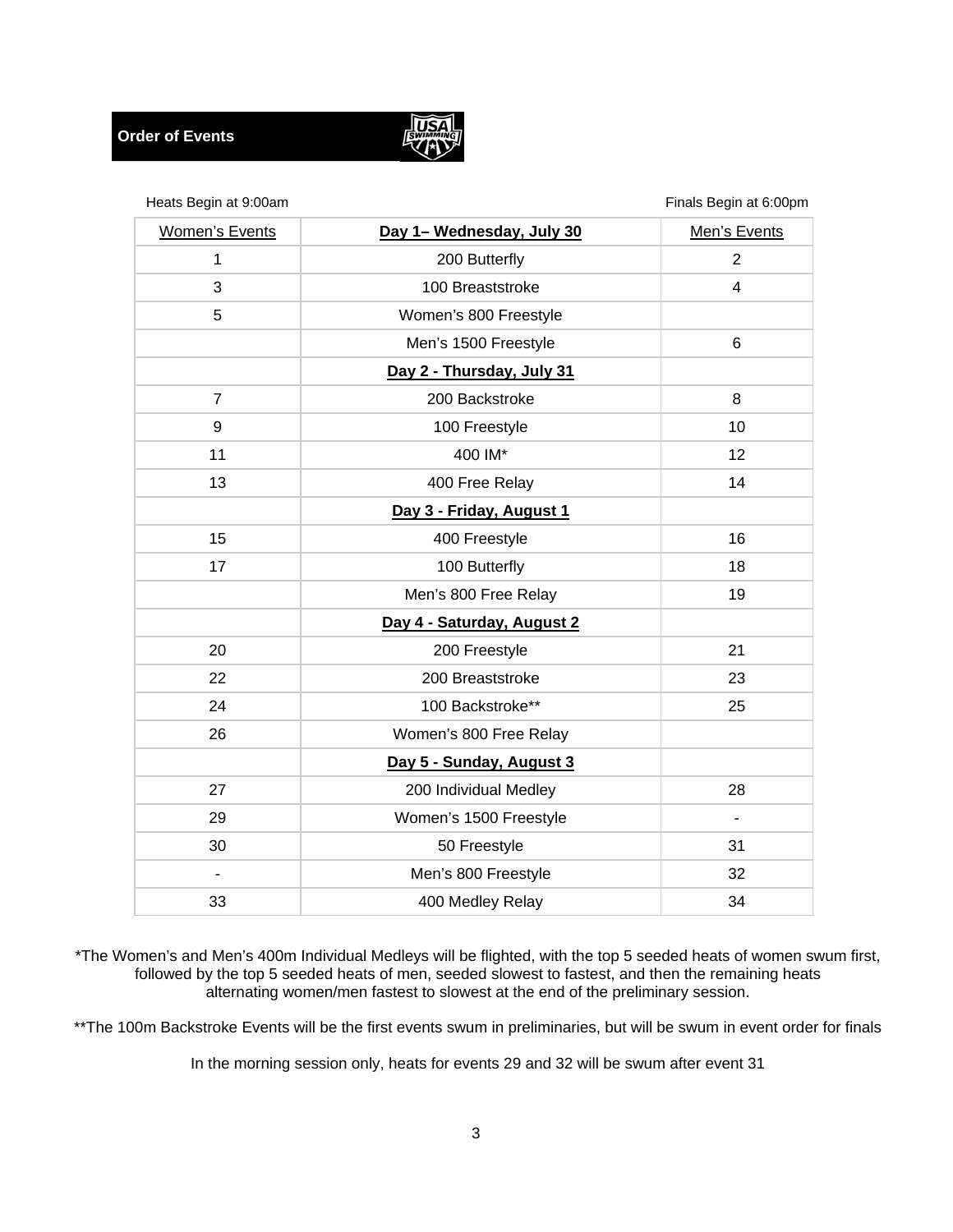## Order of Events

Heats Begin at 9:00am

Finals Begin at 6:00pm

| Women's Events | Day 1– Wednesday, July 30 | Men's Events |
|---|---|---|
| 1 | 200 Butterfly | 2 |
| 3 | 100 Breaststroke | 4 |
| 5 | Women's 800 Freestyle | |
| | Men's 1500 Freestyle | 6 |
| | **Day 2 - Thursday, July 31** | |
| 7 | 200 Backstroke | 8 |
| 9 | 100 Freestyle | 10 |
| 11 | 400 IM* | 12 |
| 13 | 400 Free Relay | 14 |
| | **Day 3 - Friday, August 1** | |
| 15 | 400 Freestyle | 16 |
| 17 | 100 Butterfly | 18 |
| | Men's 800 Free Relay | 19 |
| | **Day 4 - Saturday, August 2** | |
| 20 | 200 Freestyle | 21 |
| 22 | 200 Breaststroke | 23 |
| 24 | 100 Backstroke** | 25 |
| 26 | Women's 800 Free Relay | |
| | **Day 5 - Sunday, August 3** | |
| 27 | 200 Individual Medley | 28 |
| 29 | Women's 1500 Freestyle | - |
| 30 | 50 Freestyle | 31 |
| - | Men's 800 Freestyle | 32 |
| 33 | 400 Medley Relay | 34 |

*The Women's and Men's 400m Individual Medleys will be flighted, with the top 5 seeded heats of women swum first, followed by the top 5 seeded heats of men, seeded slowest to fastest, and then the remaining heats alternating women/men fastest to slowest at the end of the preliminary session.

**The 100m Backstroke Events will be the first events swum in preliminaries, but will be swum in event order for finals

In the morning session only, heats for events 29 and 32 will be swum after event 31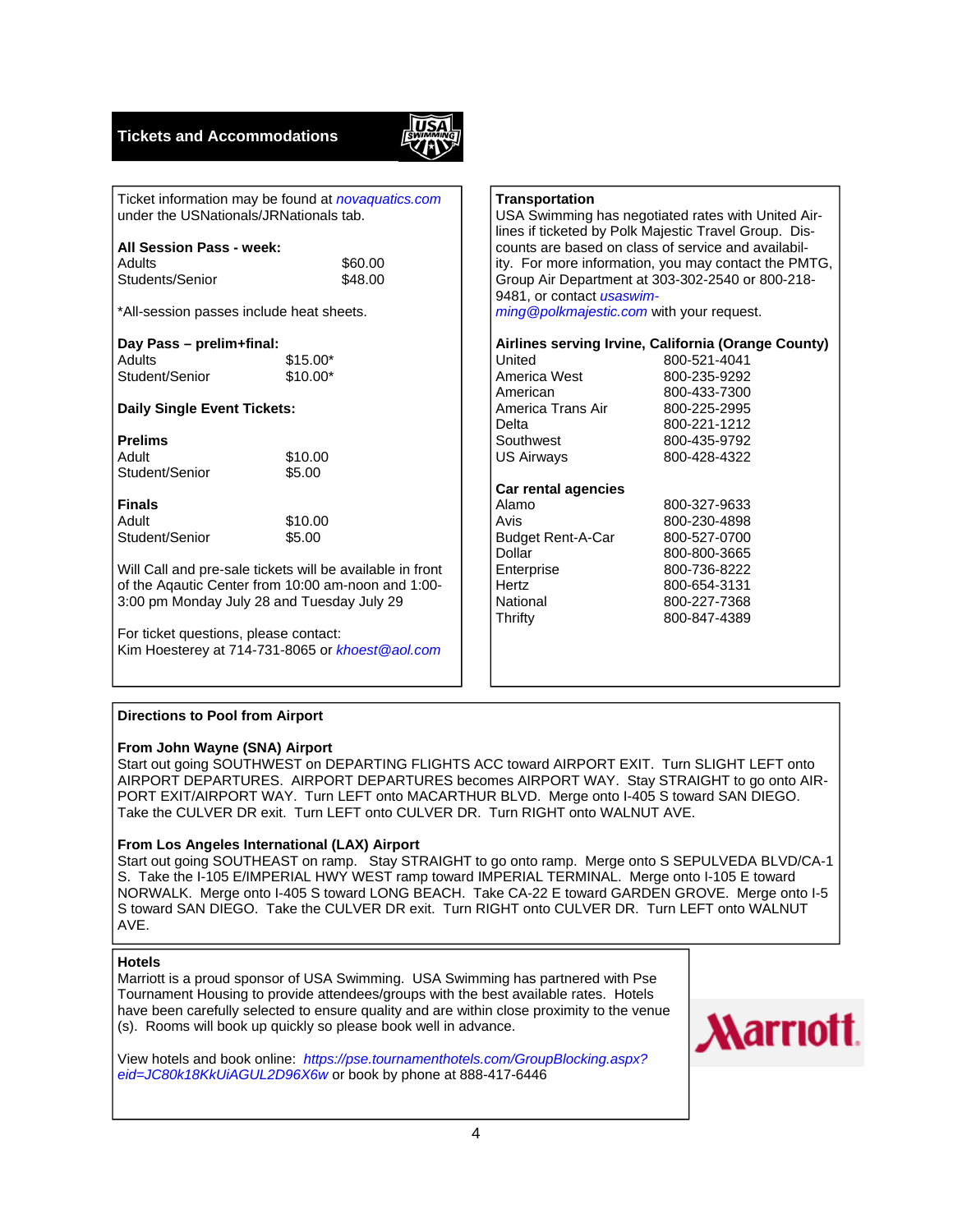## Tickets and Accommodations

Ticket information may be found at *novaquatics.com* under the USNationals/JRNationals tab.

**All Session Pass - week:**

| | |
|---|---|
| Adults | $60.00 |
| Students/Senior | $48.00 |

*All-session passes include heat sheets.

**Day Pass – prelim+final:**

| | |
|---|---|
| Adults | $15.00* |
| Student/Senior | $10.00* |

**Daily Single Event Tickets:**

**Prelims**

| | |
|---|---|
| Adult | $10.00 |
| Student/Senior | $5.00 |

**Finals**

| | |
|---|---|
| Adult | $10.00 |
| Student/Senior | $5.00 |

Will Call and pre-sale tickets will be available in front of the Aqautic Center from 10:00 am-noon and 1:00-3:00 pm Monday July 28 and Tuesday July 29

For ticket questions, please contact:
Kim Hoesterey at 714-731-8065 or *khoest@aol.com*

**Transportation**

USA Swimming has negotiated rates with United Airlines if ticketed by Polk Majestic Travel Group. Discounts are based on class of service and availability. For more information, you may contact the PMTG, Group Air Department at 303-302-2540 or 800-218-9481, or contact *usaswimming@polkmajestic.com* with your request.

**Airlines serving Irvine, California (Orange County)**

| | |
|---|---|
| United | 800-521-4041 |
| America West | 800-235-9292 |
| American | 800-433-7300 |
| America Trans Air | 800-225-2995 |
| Delta | 800-221-1212 |
| Southwest | 800-435-9792 |
| US Airways | 800-428-4322 |

**Car rental agencies**

| | |
|---|---|
| Alamo | 800-327-9633 |
| Avis | 800-230-4898 |
| Budget Rent-A-Car | 800-527-0700 |
| Dollar | 800-800-3665 |
| Enterprise | 800-736-8222 |
| Hertz | 800-654-3131 |
| National | 800-227-7368 |
| Thrifty | 800-847-4389 |

**Directions to Pool from Airport**

**From John Wayne (SNA) Airport**

Start out going SOUTHWEST on DEPARTING FLIGHTS ACC toward AIRPORT EXIT. Turn SLIGHT LEFT onto AIRPORT DEPARTURES. AIRPORT DEPARTURES becomes AIRPORT WAY. Stay STRAIGHT to go onto AIRPORT EXIT/AIRPORT WAY. Turn LEFT onto MACARTHUR BLVD. Merge onto I-405 S toward SAN DIEGO. Take the CULVER DR exit. Turn LEFT onto CULVER DR. Turn RIGHT onto WALNUT AVE.

**From Los Angeles International (LAX) Airport**

Start out going SOUTHEAST on ramp. Stay STRAIGHT to go onto ramp. Merge onto S SEPULVEDA BLVD/CA-1 S. Take the I-105 E/IMPERIAL HWY WEST ramp toward IMPERIAL TERMINAL. Merge onto I-105 E toward NORWALK. Merge onto I-405 S toward LONG BEACH. Take CA-22 E toward GARDEN GROVE. Merge onto I-5 S toward SAN DIEGO. Take the CULVER DR exit. Turn RIGHT onto CULVER DR. Turn LEFT onto WALNUT AVE.

**Hotels**

Marriott is a proud sponsor of USA Swimming. USA Swimming has partnered with Pse Tournament Housing to provide attendees/groups with the best available rates. Hotels have been carefully selected to ensure quality and are within close proximity to the venue (s). Rooms will book up quickly so please book well in advance.

View hotels and book online: *https://pse.tournamenthotels.com/GroupBlocking.aspx?eid=JC80k18KkUiAGUL2D96X6w* or book by phone at 888-417-6446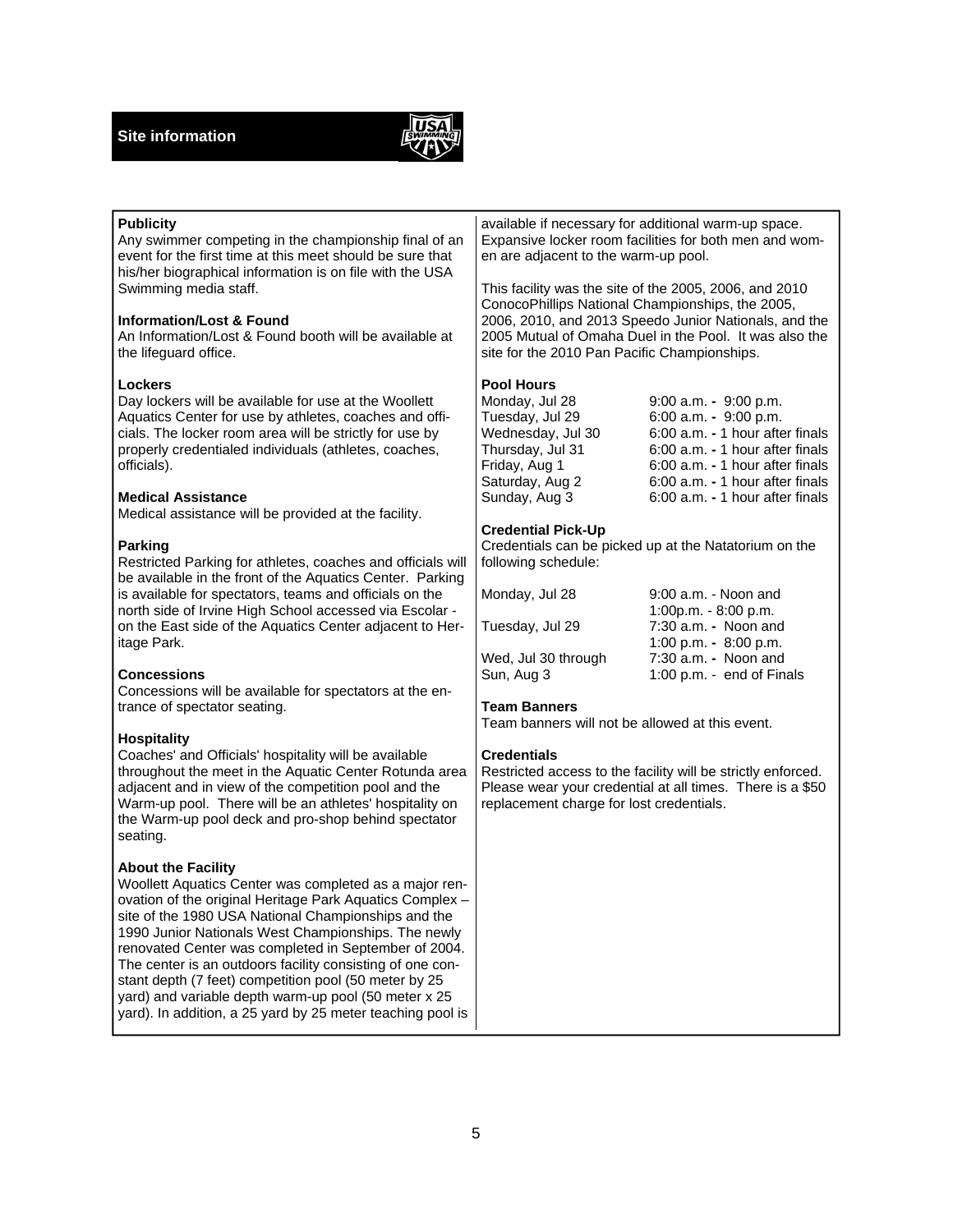# Site information

### Publicity
Any swimmer competing in the championship final of an event for the first time at this meet should be sure that his/her biographical information is on file with the USA Swimming media staff.

### Information/Lost & Found
An Information/Lost & Found booth will be available at the lifeguard office.

### Lockers
Day lockers will be available for use at the Woollett Aquatics Center for use by athletes, coaches and officials. The locker room area will be strictly for use by properly credentialed individuals (athletes, coaches, officials).

### Medical Assistance
Medical assistance will be provided at the facility.

### Parking
Restricted Parking for athletes, coaches and officials will be available in the front of the Aquatics Center. Parking is available for spectators, teams and officials on the north side of Irvine High School accessed via Escolar - on the East side of the Aquatics Center adjacent to Heritage Park.

### Concessions
Concessions will be available for spectators at the entrance of spectator seating.

### Hospitality
Coaches' and Officials' hospitality will be available throughout the meet in the Aquatic Center Rotunda area adjacent and in view of the competition pool and the Warm-up pool. There will be an athletes' hospitality on the Warm-up pool deck and pro-shop behind spectator seating.

### About the Facility
Woollett Aquatics Center was completed as a major renovation of the original Heritage Park Aquatics Complex – site of the 1980 USA National Championships and the 1990 Junior Nationals West Championships. The newly renovated Center was completed in September of 2004. The center is an outdoors facility consisting of one constant depth (7 feet) competition pool (50 meter by 25 yard) and variable depth warm-up pool (50 meter x 25 yard). In addition, a 25 yard by 25 meter teaching pool is available if necessary for additional warm-up space. Expansive locker room facilities for both men and women are adjacent to the warm-up pool.

This facility was the site of the 2005, 2006, and 2010 ConocoPhillips National Championships, the 2005, 2006, 2010, and 2013 Speedo Junior Nationals, and the 2005 Mutual of Omaha Duel in the Pool. It was also the site for the 2010 Pan Pacific Championships.

### Pool Hours

| | |
|---|---|
| Monday, Jul 28 | 9:00 a.m. - 9:00 p.m. |
| Tuesday, Jul 29 | 6:00 a.m. - 9:00 p.m. |
| Wednesday, Jul 30 | 6:00 a.m. - 1 hour after finals |
| Thursday, Jul 31 | 6:00 a.m. - 1 hour after finals |
| Friday, Aug 1 | 6:00 a.m. - 1 hour after finals |
| Saturday, Aug 2 | 6:00 a.m. - 1 hour after finals |
| Sunday, Aug 3 | 6:00 a.m. - 1 hour after finals |

### Credential Pick-Up
Credentials can be picked up at the Natatorium on the following schedule:

| | |
|---|---|
| Monday, Jul 28 | 9:00 a.m. - Noon and 1:00p.m. - 8:00 p.m. |
| Tuesday, Jul 29 | 7:30 a.m. - Noon and 1:00 p.m. - 8:00 p.m. |
| Wed, Jul 30 through Sun, Aug 3 | 7:30 a.m. - Noon and 1:00 p.m. - end of Finals |

### Team Banners
Team banners will not be allowed at this event.

### Credentials
Restricted access to the facility will be strictly enforced. Please wear your credential at all times. There is a $50 replacement charge for lost credentials.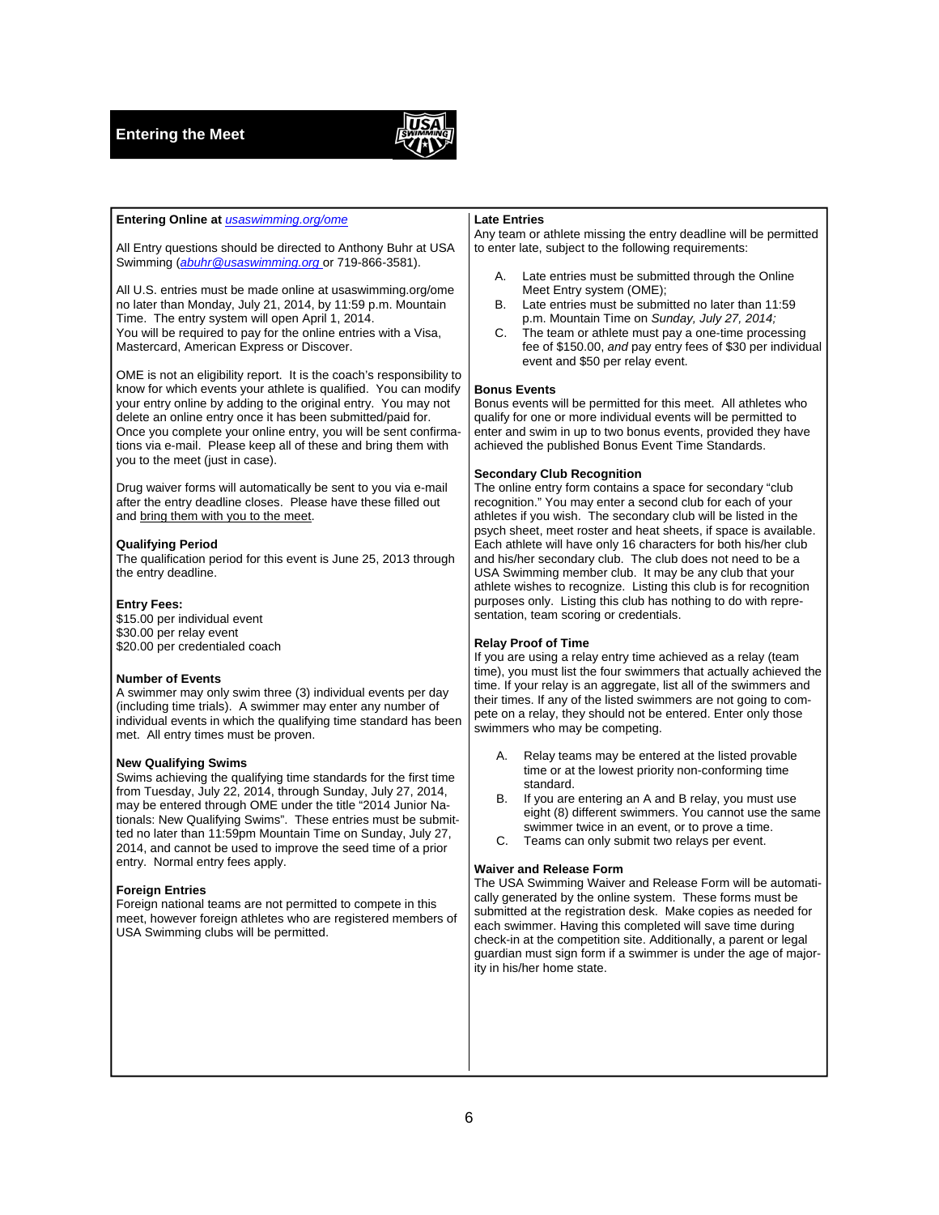# Entering the Meet

### Entering Online at [usaswimming.org/ome](usaswimming.org/ome)

All Entry questions should be directed to Anthony Buhr at USA Swimming (*abuhr@usaswimming.org* or 719-866-3581).

All U.S. entries must be made online at usaswimming.org/ome no later than Monday, July 21, 2014, by 11:59 p.m. Mountain Time. The entry system will open April 1, 2014.
You will be required to pay for the online entries with a Visa, Mastercard, American Express or Discover.

OME is not an eligibility report. It is the coach's responsibility to know for which events your athlete is qualified. You can modify your entry online by adding to the original entry. You may not delete an online entry once it has been submitted/paid for. Once you complete your online entry, you will be sent confirmations via e-mail. Please keep all of these and bring them with you to the meet (just in case).

Drug waiver forms will automatically be sent to you via e-mail after the entry deadline closes. Please have these filled out and bring them with you to the meet.

### Qualifying Period

The qualification period for this event is June 25, 2013 through the entry deadline.

### Entry Fees:

$15.00 per individual event
$30.00 per relay event
$20.00 per credentialed coach

### Number of Events

A swimmer may only swim three (3) individual events per day (including time trials). A swimmer may enter any number of individual events in which the qualifying time standard has been met. All entry times must be proven.

### New Qualifying Swims

Swims achieving the qualifying time standards for the first time from Tuesday, July 22, 2014, through Sunday, July 27, 2014, may be entered through OME under the title "2014 Junior Nationals: New Qualifying Swims". These entries must be submitted no later than 11:59pm Mountain Time on Sunday, July 27, 2014, and cannot be used to improve the seed time of a prior entry. Normal entry fees apply.

### Foreign Entries

Foreign national teams are not permitted to compete in this meet, however foreign athletes who are registered members of USA Swimming clubs will be permitted.

### Late Entries

Any team or athlete missing the entry deadline will be permitted to enter late, subject to the following requirements:

A. Late entries must be submitted through the Online Meet Entry system (OME);
B. Late entries must be submitted no later than 11:59 p.m. Mountain Time on *Sunday, July 27, 2014;*
C. The team or athlete must pay a one-time processing fee of $150.00, *and* pay entry fees of $30 per individual event and $50 per relay event.

### Bonus Events

Bonus events will be permitted for this meet. All athletes who qualify for one or more individual events will be permitted to enter and swim in up to two bonus events, provided they have achieved the published Bonus Event Time Standards.

### Secondary Club Recognition

The online entry form contains a space for secondary "club recognition." You may enter a second club for each of your athletes if you wish. The secondary club will be listed in the psych sheet, meet roster and heat sheets, if space is available. Each athlete will have only 16 characters for both his/her club and his/her secondary club. The club does not need to be a USA Swimming member club. It may be any club that your athlete wishes to recognize. Listing this club is for recognition purposes only. Listing this club has nothing to do with representation, team scoring or credentials.

### Relay Proof of Time

If you are using a relay entry time achieved as a relay (team time), you must list the four swimmers that actually achieved the time. If your relay is an aggregate, list all of the swimmers and their times. If any of the listed swimmers are not going to compete on a relay, they should not be entered. Enter only those swimmers who may be competing.

A. Relay teams may be entered at the listed provable time or at the lowest priority non-conforming time standard.
B. If you are entering an A and B relay, you must use eight (8) different swimmers. You cannot use the same swimmer twice in an event, or to prove a time.
C. Teams can only submit two relays per event.

### Waiver and Release Form

The USA Swimming Waiver and Release Form will be automatically generated by the online system. These forms must be submitted at the registration desk. Make copies as needed for each swimmer. Having this completed will save time during check-in at the competition site. Additionally, a parent or legal guardian must sign form if a swimmer is under the age of majority in his/her home state.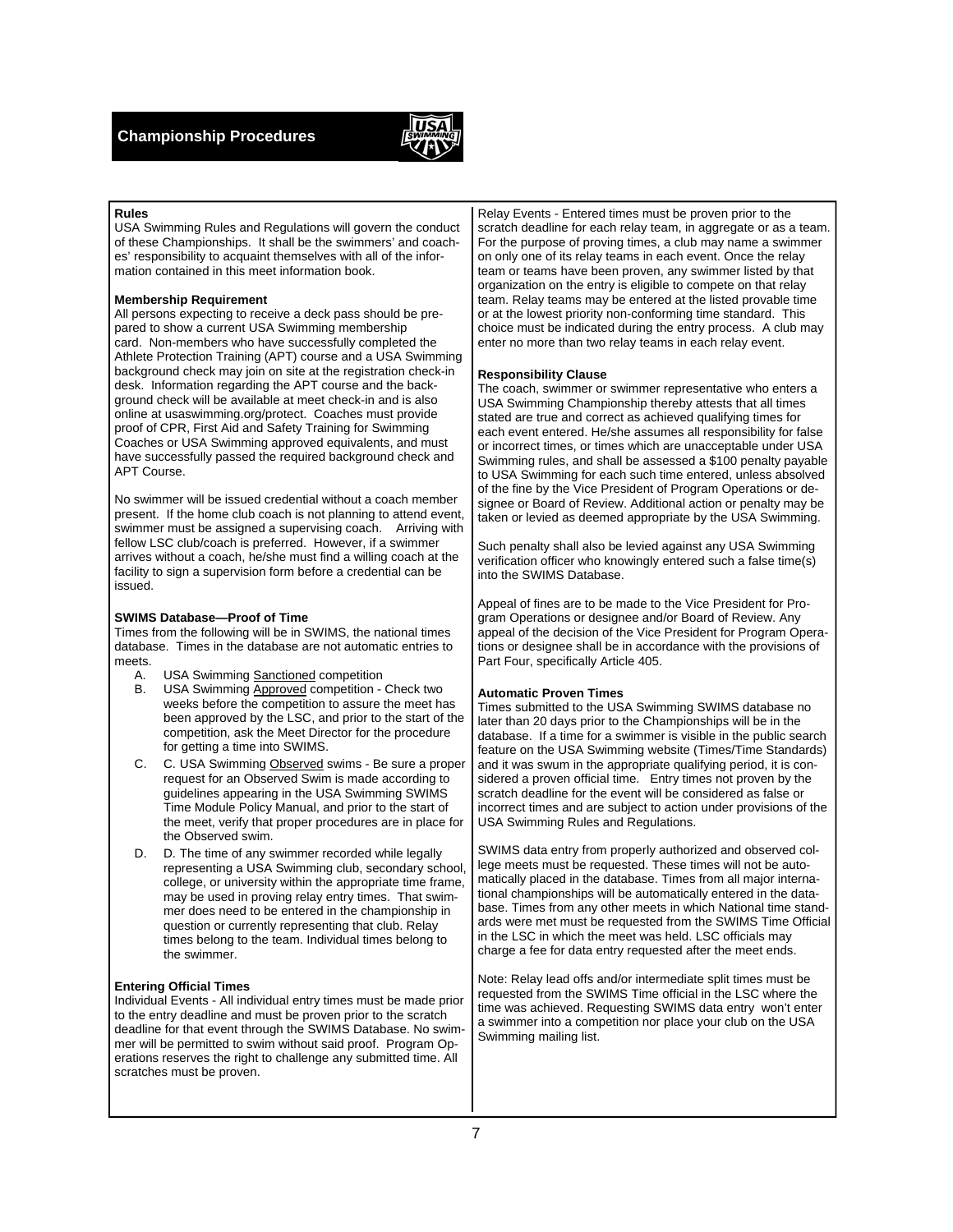# Championship Procedures

### Rules

USA Swimming Rules and Regulations will govern the conduct of these Championships. It shall be the swimmers' and coaches' responsibility to acquaint themselves with all of the information contained in this meet information book.

### Membership Requirement

All persons expecting to receive a deck pass should be prepared to show a current USA Swimming membership card. Non-members who have successfully completed the Athlete Protection Training (APT) course and a USA Swimming background check may join on site at the registration check-in desk. Information regarding the APT course and the background check will be available at meet check-in and is also online at usaswimming.org/protect. Coaches must provide proof of CPR, First Aid and Safety Training for Swimming Coaches or USA Swimming approved equivalents, and must have successfully passed the required background check and APT Course.

No swimmer will be issued credential without a coach member present. If the home club coach is not planning to attend event, swimmer must be assigned a supervising coach. Arriving with fellow LSC club/coach is preferred. However, if a swimmer arrives without a coach, he/she must find a willing coach at the facility to sign a supervision form before a credential can be issued.

### SWIMS Database—Proof of Time

Times from the following will be in SWIMS, the national times database. Times in the database are not automatic entries to meets.

A. USA Swimming Sanctioned competition
B. USA Swimming Approved competition - Check two weeks before the competition to assure the meet has been approved by the LSC, and prior to the start of the competition, ask the Meet Director for the procedure for getting a time into SWIMS.
C. C. USA Swimming Observed swims - Be sure a proper request for an Observed Swim is made according to guidelines appearing in the USA Swimming SWIMS Time Module Policy Manual, and prior to the start of the meet, verify that proper procedures are in place for the Observed swim.
D. D. The time of any swimmer recorded while legally representing a USA Swimming club, secondary school, college, or university within the appropriate time frame, may be used in proving relay entry times. That swimmer does need to be entered in the championship in question or currently representing that club. Relay times belong to the team. Individual times belong to the swimmer.

### Entering Official Times

Individual Events - All individual entry times must be made prior to the entry deadline and must be proven prior to the scratch deadline for that event through the SWIMS Database. No swimmer will be permitted to swim without said proof. Program Operations reserves the right to challenge any submitted time. All scratches must be proven.

Relay Events - Entered times must be proven prior to the scratch deadline for each relay team, in aggregate or as a team. For the purpose of proving times, a club may name a swimmer on only one of its relay teams in each event. Once the relay team or teams have been proven, any swimmer listed by that organization on the entry is eligible to compete on that relay team. Relay teams may be entered at the listed provable time or at the lowest priority non-conforming time standard. This choice must be indicated during the entry process. A club may enter no more than two relay teams in each relay event.

### Responsibility Clause

The coach, swimmer or swimmer representative who enters a USA Swimming Championship thereby attests that all times stated are true and correct as achieved qualifying times for each event entered. He/she assumes all responsibility for false or incorrect times, or times which are unacceptable under USA Swimming rules, and shall be assessed a $100 penalty payable to USA Swimming for each such time entered, unless absolved of the fine by the Vice President of Program Operations or designee or Board of Review. Additional action or penalty may be taken or levied as deemed appropriate by the USA Swimming.

Such penalty shall also be levied against any USA Swimming verification officer who knowingly entered such a false time(s) into the SWIMS Database.

Appeal of fines are to be made to the Vice President for Program Operations or designee and/or Board of Review. Any appeal of the decision of the Vice President for Program Operations or designee shall be in accordance with the provisions of Part Four, specifically Article 405.

### Automatic Proven Times

Times submitted to the USA Swimming SWIMS database no later than 20 days prior to the Championships will be in the database. If a time for a swimmer is visible in the public search feature on the USA Swimming website (Times/Time Standards) and it was swum in the appropriate qualifying period, it is considered a proven official time. Entry times not proven by the scratch deadline for the event will be considered as false or incorrect times and are subject to action under provisions of the USA Swimming Rules and Regulations.

SWIMS data entry from properly authorized and observed college meets must be requested. These times will not be automatically placed in the database. Times from all major international championships will be automatically entered in the database. Times from any other meets in which National time standards were met must be requested from the SWIMS Time Official in the LSC in which the meet was held. LSC officials may charge a fee for data entry requested after the meet ends.

Note: Relay lead offs and/or intermediate split times must be requested from the SWIMS Time official in the LSC where the time was achieved. Requesting SWIMS data entry won't enter a swimmer into a competition nor place your club on the USA Swimming mailing list.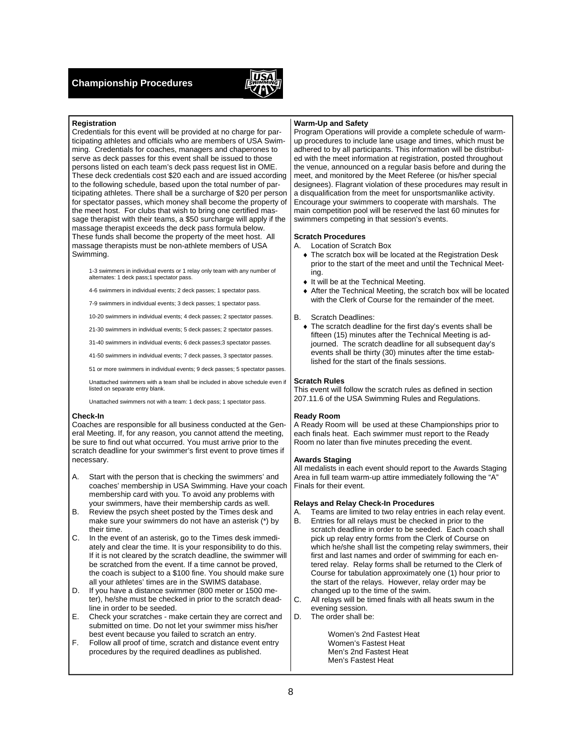# Championship Procedures

## Registration

Credentials for this event will be provided at no charge for participating athletes and officials who are members of USA Swimming. Credentials for coaches, managers and chaperones to serve as deck passes for this event shall be issued to those persons listed on each team's deck pass request list in OME. These deck credentials cost $20 each and are issued according to the following schedule, based upon the total number of participating athletes. There shall be a surcharge of $20 per person for spectator passes, which money shall become the property of the meet host. For clubs that wish to bring one certified massage therapist with their teams, a $50 surcharge will apply if the massage therapist exceeds the deck pass formula below. These funds shall become the property of the meet host. All massage therapists must be non-athlete members of USA Swimming.

- 1-3 swimmers in individual events or 1 relay only team with any number of alternates: 1 deck pass;1 spectator pass.
- 4-6 swimmers in individual events; 2 deck passes; 1 spectator pass.
- 7-9 swimmers in individual events; 3 deck passes; 1 spectator pass.
- 10-20 swimmers in individual events; 4 deck passes; 2 spectator passes.
- 21-30 swimmers in individual events; 5 deck passes; 2 spectator passes.
- 31-40 swimmers in individual events; 6 deck passes;3 spectator passes.
- 41-50 swimmers in individual events; 7 deck passes, 3 spectator passes.
- 51 or more swimmers in individual events; 9 deck passes; 5 spectator passes.
- Unattached swimmers with a team shall be included in above schedule even if listed on separate entry blank.
- Unattached swimmers not with a team: 1 deck pass; 1 spectator pass.

## Check-In

Coaches are responsible for all business conducted at the General Meeting. If, for any reason, you cannot attend the meeting, be sure to find out what occurred. You must arrive prior to the scratch deadline for your swimmer's first event to prove times if necessary.

A. Start with the person that is checking the swimmers' and coaches' membership in USA Swimming. Have your coach membership card with you. To avoid any problems with your swimmers, have their membership cards as well.

B. Review the psych sheet posted by the Times desk and make sure your swimmers do not have an asterisk (*) by their time.

C. In the event of an asterisk, go to the Times desk immediately and clear the time. It is your responsibility to do this. If it is not cleared by the scratch deadline, the swimmer will be scratched from the event. If a time cannot be proved, the coach is subject to a $100 fine. You should make sure all your athletes' times are in the SWIMS database.

D. If you have a distance swimmer (800 meter or 1500 meter), he/she must be checked in prior to the scratch deadline in order to be seeded.

E. Check your scratches - make certain they are correct and submitted on time. Do not let your swimmer miss his/her best event because you failed to scratch an entry.

F. Follow all proof of time, scratch and distance event entry procedures by the required deadlines as published.

## Warm-Up and Safety

Program Operations will provide a complete schedule of warm-up procedures to include lane usage and times, which must be adhered to by all participants. This information will be distributed with the meet information at registration, posted throughout the venue, announced on a regular basis before and during the meet, and monitored by the Meet Referee (or his/her special designees). Flagrant violation of these procedures may result in a disqualification from the meet for unsportsmanlike activity. Encourage your swimmers to cooperate with marshals. The main competition pool will be reserved the last 60 minutes for swimmers competing in that session's events.

## Scratch Procedures

A. Location of Scratch Box
- The scratch box will be located at the Registration Desk prior to the start of the meet and until the Technical Meeting.
- It will be at the Technical Meeting.
- After the Technical Meeting, the scratch box will be located with the Clerk of Course for the remainder of the meet.

B. Scratch Deadlines:
- The scratch deadline for the first day's events shall be fifteen (15) minutes after the Technical Meeting is adjourned. The scratch deadline for all subsequent day's events shall be thirty (30) minutes after the time established for the start of the finals sessions.

## Scratch Rules

This event will follow the scratch rules as defined in section 207.11.6 of the USA Swimming Rules and Regulations.

## Ready Room

A Ready Room will be used at these Championships prior to each finals heat. Each swimmer must report to the Ready Room no later than five minutes preceding the event.

## Awards Staging

All medalists in each event should report to the Awards Staging Area in full team warm-up attire immediately following the "A" Finals for their event.

## Relays and Relay Check-In Procedures

A. Teams are limited to two relay entries in each relay event.

B. Entries for all relays must be checked in prior to the scratch deadline in order to be seeded. Each coach shall pick up relay entry forms from the Clerk of Course on which he/she shall list the competing relay swimmers, their first and last names and order of swimming for each entered relay. Relay forms shall be returned to the Clerk of Course for tabulation approximately one (1) hour prior to the start of the relays. However, relay order may be changed up to the time of the swim.

C. All relays will be timed finals with all heats swum in the evening session.

D. The order shall be:

Women's 2nd Fastest Heat
Women's Fastest Heat
Men's 2nd Fastest Heat
Men's Fastest Heat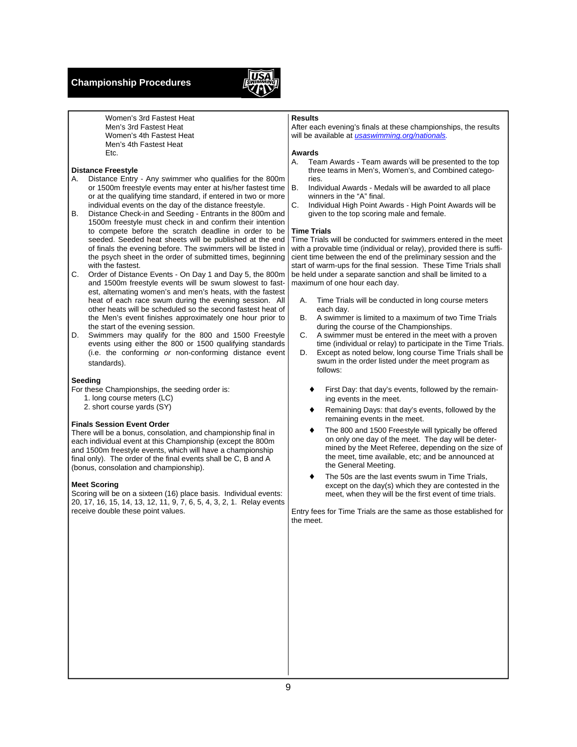Women's 3rd Fastest Heat
Men's 3rd Fastest Heat
Women's 4th Fastest Heat
Men's 4th Fastest Heat
Etc.

### Distance Freestyle

A. Distance Entry - Any swimmer who qualifies for the 800m or 1500m freestyle events may enter at his/her fastest time or at the qualifying time standard, if entered in two or more individual events on the day of the distance freestyle.

B. Distance Check-in and Seeding - Entrants in the 800m and 1500m freestyle must check in and confirm their intention to compete before the scratch deadline in order to be seeded. Seeded heat sheets will be published at the end of finals the evening before. The swimmers will be listed in the psych sheet in the order of submitted times, beginning with the fastest.

C. Order of Distance Events - On Day 1 and Day 5, the 800m and 1500m freestyle events will be swum slowest to fastest, alternating women's and men's heats, with the fastest heat of each race swum during the evening session. All other heats will be scheduled so the second fastest heat of the Men's event finishes approximately one hour prior to the start of the evening session.

D. Swimmers may qualify for the 800 and 1500 Freestyle events using either the 800 or 1500 qualifying standards (i.e. the conforming *or* non-conforming distance event standards).

### Seeding

For these Championships, the seeding order is:

1. long course meters (LC)
2. short course yards (SY)

### Finals Session Event Order

There will be a bonus, consolation, and championship final in each individual event at this Championship (except the 800m and 1500m freestyle events, which will have a championship final only). The order of the final events shall be C, B and A (bonus, consolation and championship).

### Meet Scoring

Scoring will be on a sixteen (16) place basis. Individual events: 20, 17, 16, 15, 14, 13, 12, 11, 9, 7, 6, 5, 4, 3, 2, 1. Relay events receive double these point values.

### Results

After each evening's finals at these championships, the results will be available at *usaswimming.org/nationals*.

### Awards

A. Team Awards - Team awards will be presented to the top three teams in Men's, Women's, and Combined categories.

B. Individual Awards - Medals will be awarded to all place winners in the "A" final.

C. Individual High Point Awards - High Point Awards will be given to the top scoring male and female.

### Time Trials

Time Trials will be conducted for swimmers entered in the meet with a provable time (individual or relay), provided there is sufficient time between the end of the preliminary session and the start of warm-ups for the final session. These Time Trials shall be held under a separate sanction and shall be limited to a maximum of one hour each day.

A. Time Trials will be conducted in long course meters each day.

B. A swimmer is limited to a maximum of two Time Trials during the course of the Championships.

C. A swimmer must be entered in the meet with a proven time (individual or relay) to participate in the Time Trials.

D. Except as noted below, long course Time Trials shall be swum in the order listed under the meet program as follows:

- First Day: that day's events, followed by the remaining events in the meet.
- Remaining Days: that day's events, followed by the remaining events in the meet.
- The 800 and 1500 Freestyle will typically be offered on only one day of the meet. The day will be determined by the Meet Referee, depending on the size of the meet, time available, etc; and be announced at the General Meeting.
- The 50s are the last events swum in Time Trials, except on the day(s) which they are contested in the meet, when they will be the first event of time trials.

Entry fees for Time Trials are the same as those established for the meet.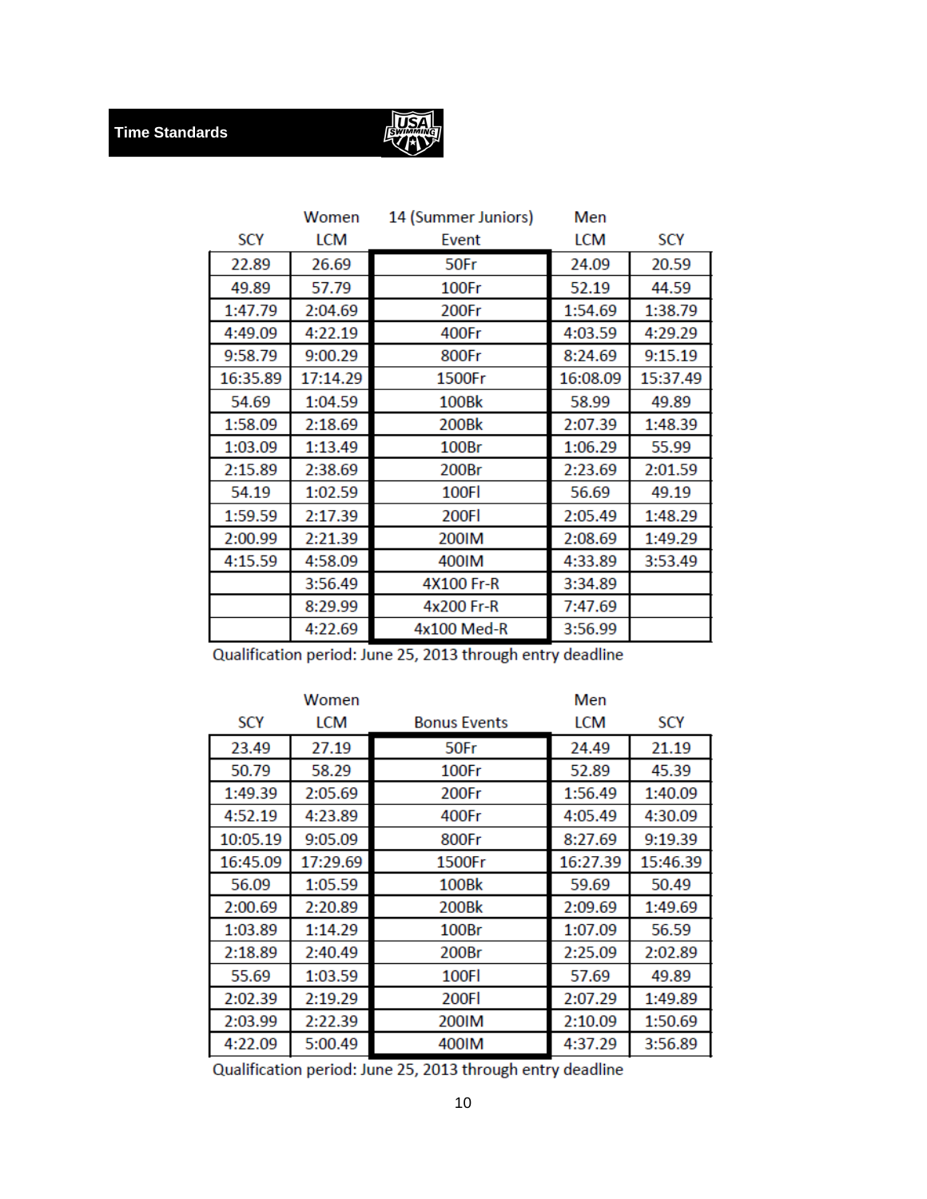## Time Standards

| | Women | 14 (Summer Juniors) | Men | |
|---|---|---|---|---|
| SCY | LCM | Event | LCM | SCY |
| 22.89 | 26.69 | 50Fr | 24.09 | 20.59 |
| 49.89 | 57.79 | 100Fr | 52.19 | 44.59 |
| 1:47.79 | 2:04.69 | 200Fr | 1:54.69 | 1:38.79 |
| 4:49.09 | 4:22.19 | 400Fr | 4:03.59 | 4:29.29 |
| 9:58.79 | 9:00.29 | 800Fr | 8:24.69 | 9:15.19 |
| 16:35.89 | 17:14.29 | 1500Fr | 16:08.09 | 15:37.49 |
| 54.69 | 1:04.59 | 100Bk | 58.99 | 49.89 |
| 1:58.09 | 2:18.69 | 200Bk | 2:07.39 | 1:48.39 |
| 1:03.09 | 1:13.49 | 100Br | 1:06.29 | 55.99 |
| 2:15.89 | 2:38.69 | 200Br | 2:23.69 | 2:01.59 |
| 54.19 | 1:02.59 | 100Fl | 56.69 | 49.19 |
| 1:59.59 | 2:17.39 | 200Fl | 2:05.49 | 1:48.29 |
| 2:00.99 | 2:21.39 | 200IM | 2:08.69 | 1:49.29 |
| 4:15.59 | 4:58.09 | 400IM | 4:33.89 | 3:53.49 |
| | 3:56.49 | 4X100 Fr-R | 3:34.89 | |
| | 8:29.99 | 4x200 Fr-R | 7:47.69 | |
| | 4:22.69 | 4x100 Med-R | 3:56.99 | |

Qualification period: June 25, 2013 through entry deadline

| | Women | | Men | |
|---|---|---|---|---|
| SCY | LCM | Bonus Events | LCM | SCY |
| 23.49 | 27.19 | 50Fr | 24.49 | 21.19 |
| 50.79 | 58.29 | 100Fr | 52.89 | 45.39 |
| 1:49.39 | 2:05.69 | 200Fr | 1:56.49 | 1:40.09 |
| 4:52.19 | 4:23.89 | 400Fr | 4:05.49 | 4:30.09 |
| 10:05.19 | 9:05.09 | 800Fr | 8:27.69 | 9:19.39 |
| 16:45.09 | 17:29.69 | 1500Fr | 16:27.39 | 15:46.39 |
| 56.09 | 1:05.59 | 100Bk | 59.69 | 50.49 |
| 2:00.69 | 2:20.89 | 200Bk | 2:09.69 | 1:49.69 |
| 1:03.89 | 1:14.29 | 100Br | 1:07.09 | 56.59 |
| 2:18.89 | 2:40.49 | 200Br | 2:25.09 | 2:02.89 |
| 55.69 | 1:03.59 | 100Fl | 57.69 | 49.89 |
| 2:02.39 | 2:19.29 | 200Fl | 2:07.29 | 1:49.89 |
| 2:03.99 | 2:22.39 | 200IM | 2:10.09 | 1:50.69 |
| 4:22.09 | 5:00.49 | 400IM | 4:37.29 | 3:56.89 |

Qualification period: June 25, 2013 through entry deadline